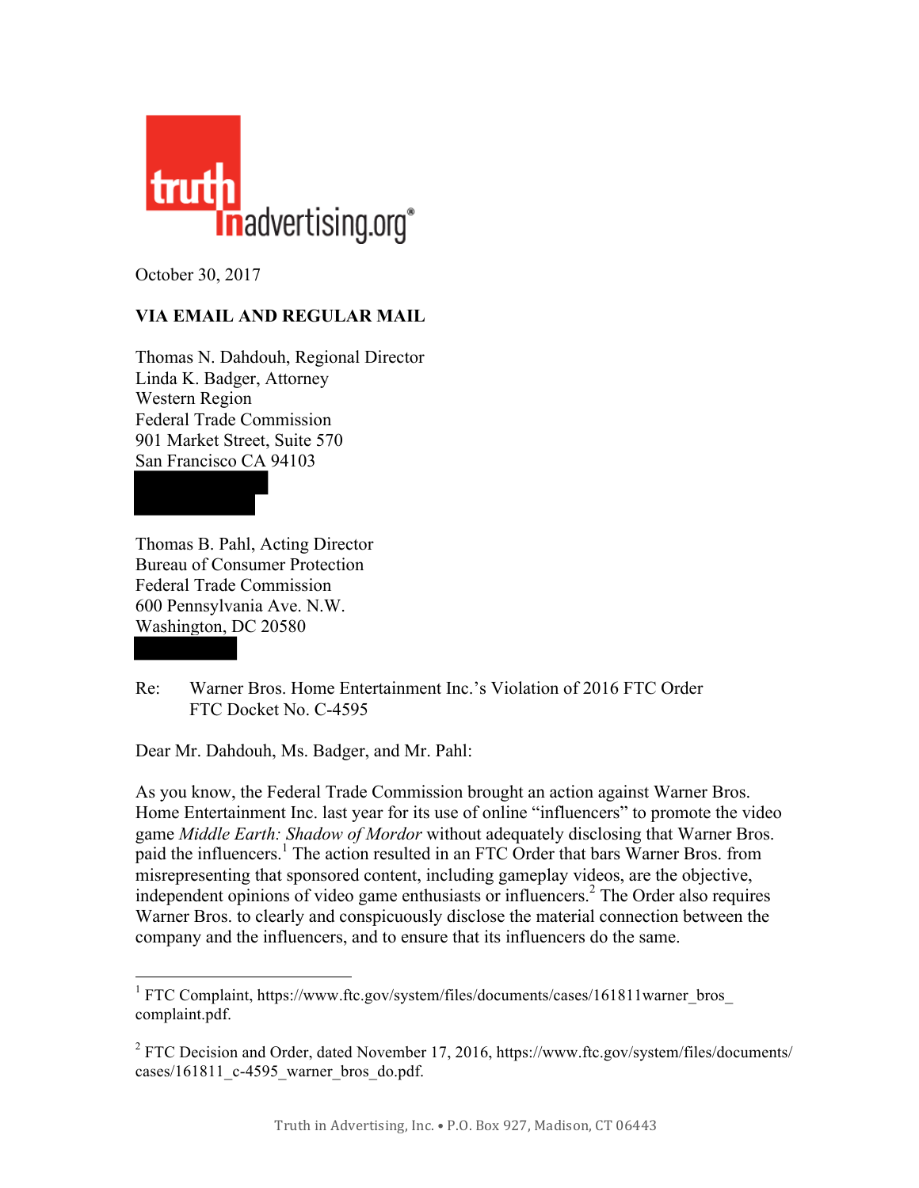truth in advertising.org®

October 30, 2017

**VIA EMAIL AND REGULAR MAIL**

Thomas N. Dahdouh, Regional Director
Linda K. Badger, Attorney
Western Region
Federal Trade Commission
901 Market Street, Suite 570
San Francisco CA 94103

Thomas B. Pahl, Acting Director
Bureau of Consumer Protection
Federal Trade Commission
600 Pennsylvania Ave. N.W.
Washington, DC 20580

Re: Warner Bros. Home Entertainment Inc.'s Violation of 2016 FTC Order
FTC Docket No. C-4595

Dear Mr. Dahdouh, Ms. Badger, and Mr. Pahl:

As you know, the Federal Trade Commission brought an action against Warner Bros. Home Entertainment Inc. last year for its use of online "influencers" to promote the video game *Middle Earth: Shadow of Mordor* without adequately disclosing that Warner Bros. paid the influencers.[1] The action resulted in an FTC Order that bars Warner Bros. from misrepresenting that sponsored content, including gameplay videos, are the objective, independent opinions of video game enthusiasts or influencers.[2] The Order also requires Warner Bros. to clearly and conspicuously disclose the material connection between the company and the influencers, and to ensure that its influencers do the same.

---

[1] FTC Complaint, https://www.ftc.gov/system/files/documents/cases/161811warner_bros_complaint.pdf.

[2] FTC Decision and Order, dated November 17, 2016, https://www.ftc.gov/system/files/documents/cases/161811_c-4595_warner_bros_do.pdf.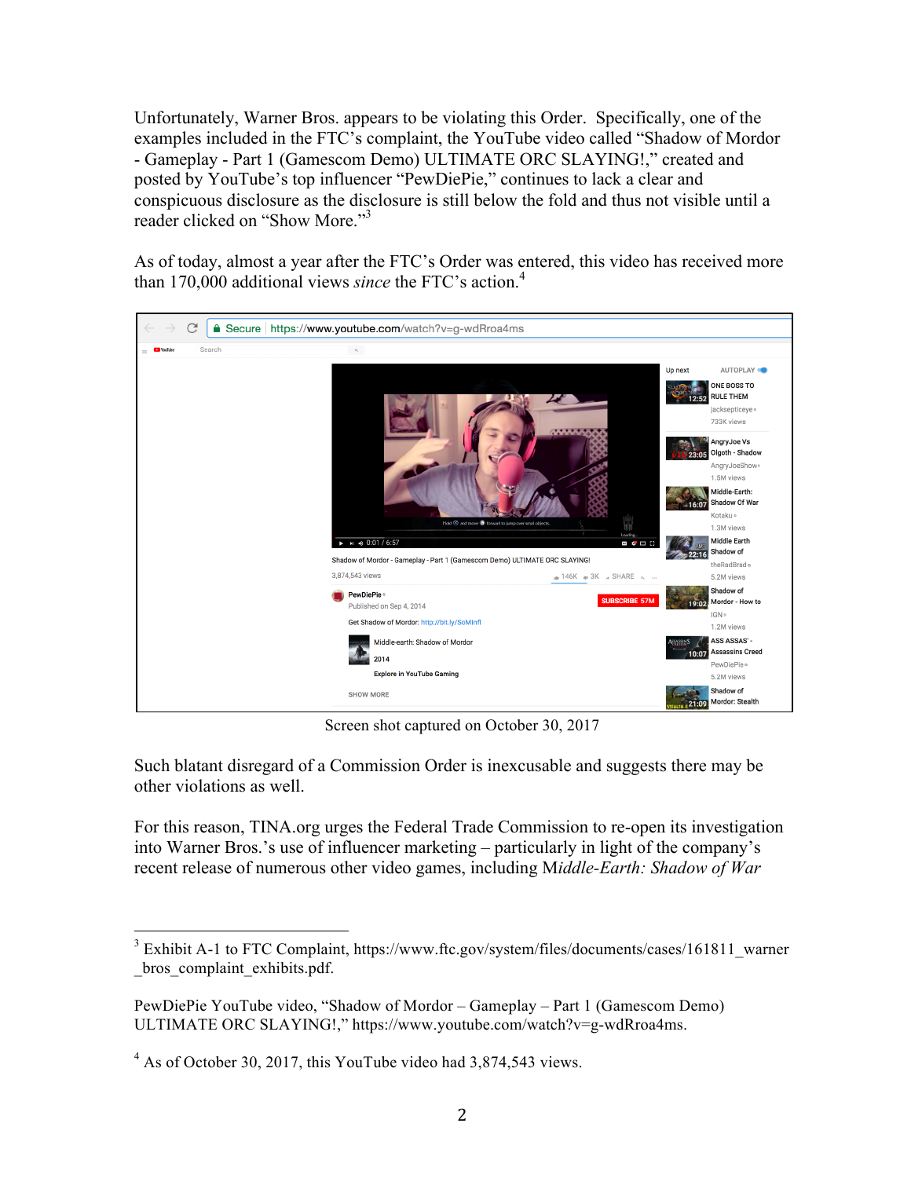Unfortunately, Warner Bros. appears to be violating this Order. Specifically, one of the examples included in the FTC's complaint, the YouTube video called "Shadow of Mordor - Gameplay - Part 1 (Gamescom Demo) ULTIMATE ORC SLAYING!," created and posted by YouTube's top influencer "PewDiePie," continues to lack a clear and conspicuous disclosure as the disclosure is still below the fold and thus not visible until a reader clicked on "Show More."[3]

As of today, almost a year after the FTC's Order was entered, this video has received more than 170,000 additional views *since* the FTC's action.[4]

Screen shot captured on October 30, 2017

Such blatant disregard of a Commission Order is inexcusable and suggests there may be other violations as well.

For this reason, TINA.org urges the Federal Trade Commission to re-open its investigation into Warner Bros.'s use of influencer marketing – particularly in light of the company's recent release of numerous other video games, including M*iddle-Earth: Shadow of War*

---

[3] Exhibit A-1 to FTC Complaint, https://www.ftc.gov/system/files/documents/cases/161811_warner_bros_complaint_exhibits.pdf.

PewDiePie YouTube video, "Shadow of Mordor – Gameplay – Part 1 (Gamescom Demo) ULTIMATE ORC SLAYING!," https://www.youtube.com/watch?v=g-wdRroa4ms.

[4] As of October 30, 2017, this YouTube video had 3,874,543 views.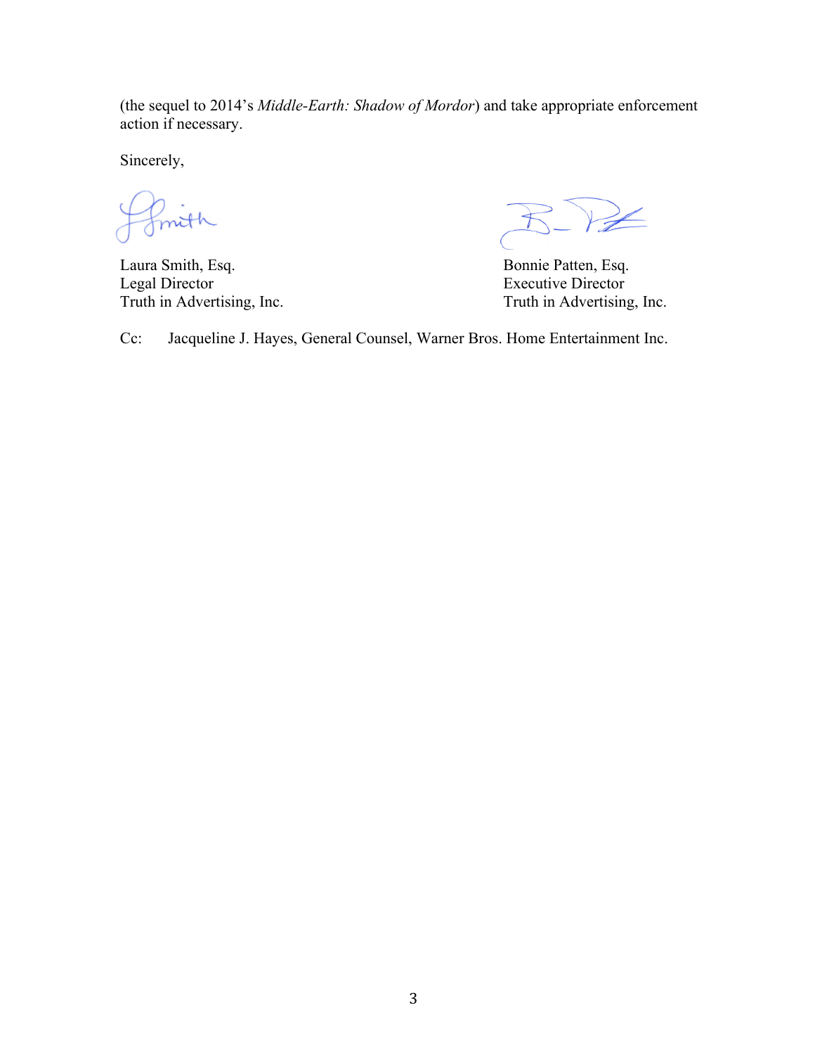(the sequel to 2014's *Middle-Earth: Shadow of Mordor*) and take appropriate enforcement action if necessary.

Sincerely,

Laura Smith, Esq.
Legal Director
Truth in Advertising, Inc.

Bonnie Patten, Esq.
Executive Director
Truth in Advertising, Inc.

Cc: Jacqueline J. Hayes, General Counsel, Warner Bros. Home Entertainment Inc.